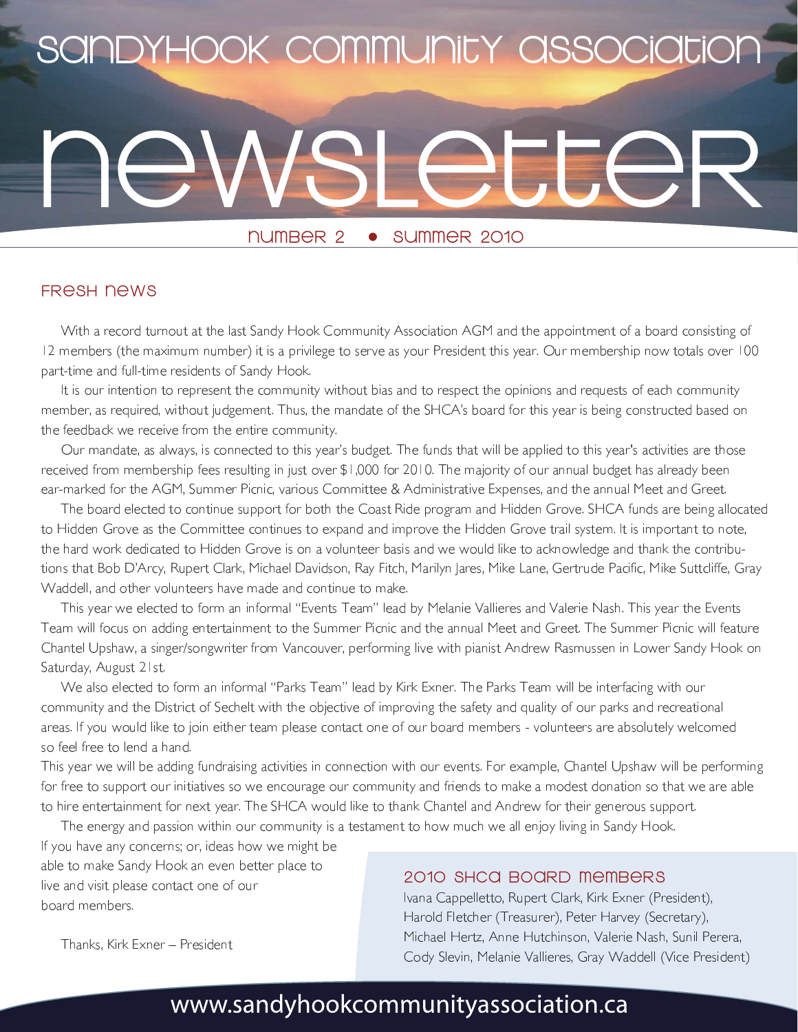# Sandyhook Community Association

# Newsletter

Number 2 • Summer 2010

## Fresh News

With a record turnout at the last Sandy Hook Community Association AGM and the appointment of a board consisting of 12 members (the maximum number) it is a privilege to serve as your President this year. Our membership now totals over 100 part-time and full-time residents of Sandy Hook.

It is our intention to represent the community without bias and to respect the opinions and requests of each community member, as required, without judgement. Thus, the mandate of the SHCA's board for this year is being constructed based on the feedback we receive from the entire community.

Our mandate, as always, is connected to this year's budget. The funds that will be applied to this year's activities are those received from membership fees resulting in just over $1,000 for 2010. The majority of our annual budget has already been ear-marked for the AGM, Summer Picnic, various Committee & Administrative Expenses, and the annual Meet and Greet.

The board elected to continue support for both the Coast Ride program and Hidden Grove. SHCA funds are being allocated to Hidden Grove as the Committee continues to expand and improve the Hidden Grove trail system. It is important to note, the hard work dedicated to Hidden Grove is on a volunteer basis and we would like to acknowledge and thank the contributions that Bob D'Arcy, Rupert Clark, Michael Davidson, Ray Fitch, Marilyn Jares, Mike Lane, Gertrude Pacific, Mike Suttcliffe, Gray Waddell, and other volunteers have made and continue to make.

This year we elected to form an informal "Events Team" lead by Melanie Vallieres and Valerie Nash. This year the Events Team will focus on adding entertainment to the Summer Picnic and the annual Meet and Greet. The Summer Picnic will feature Chantel Upshaw, a singer/songwriter from Vancouver, performing live with pianist Andrew Rasmussen in Lower Sandy Hook on Saturday, August 21st.

We also elected to form an informal "Parks Team" lead by Kirk Exner. The Parks Team will be interfacing with our community and the District of Sechelt with the objective of improving the safety and quality of our parks and recreational areas. If you would like to join either team please contact one of our board members - volunteers are absolutely welcomed so feel free to lend a hand.

This year we will be adding fundraising activities in connection with our events. For example, Chantel Upshaw will be performing for free to support our initiatives so we encourage our community and friends to make a modest donation so that we are able to hire entertainment for next year. The SHCA would like to thank Chantel and Andrew for their generous support.

The energy and passion within our community is a testament to how much we all enjoy living in Sandy Hook. If you have any concerns; or, ideas how we might be able to make Sandy Hook an even better place to live and visit please contact one of our board members.

Thanks, Kirk Exner – President

## 2010 SHCA Board Members

Ivana Cappelletto, Rupert Clark, Kirk Exner (President), Harold Fletcher (Treasurer), Peter Harvey (Secretary), Michael Hertz, Anne Hutchinson, Valerie Nash, Sunil Perera, Cody Slevin, Melanie Vallieres, Gray Waddell (Vice President)

www.sandyhookcommunityassociation.ca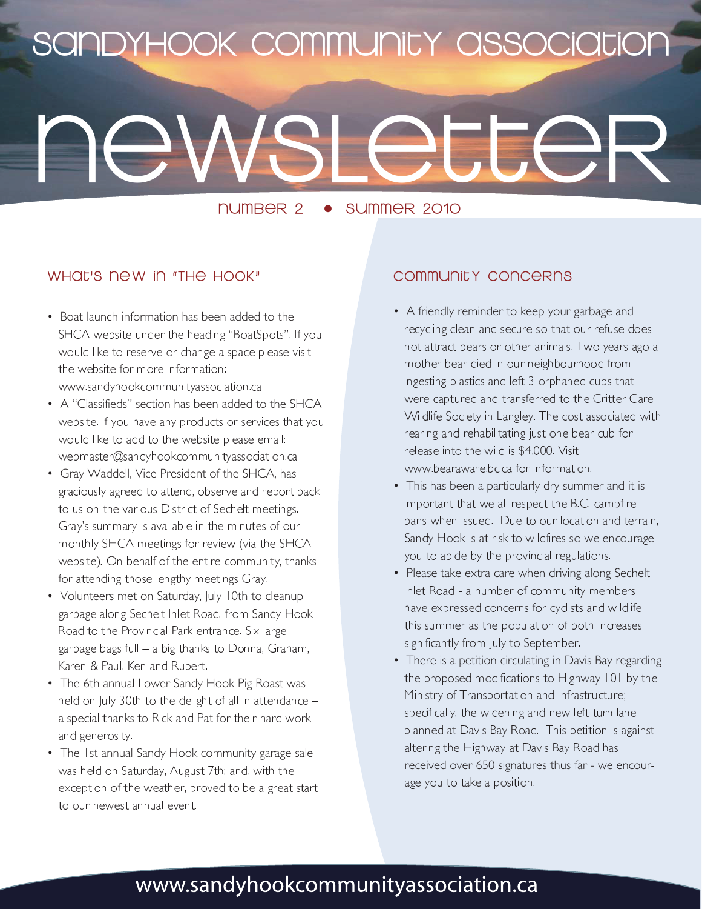# Sandyhook Community Association

# Newsletter

Number 2 • Summer 2010

## What's New in "The Hook"

- Boat launch information has been added to the SHCA website under the heading "BoatSpots". If you would like to reserve or change a space please visit the website for more information: www.sandyhookcommunityassociation.ca
- A "Classifieds" section has been added to the SHCA website. If you have any products or services that you would like to add to the website please email: webmaster@sandyhookcommunityassociation.ca
- Gray Waddell, Vice President of the SHCA, has graciously agreed to attend, observe and report back to us on the various District of Sechelt meetings. Gray's summary is available in the minutes of our monthly SHCA meetings for review (via the SHCA website). On behalf of the entire community, thanks for attending those lengthy meetings Gray.
- Volunteers met on Saturday, July 10th to cleanup garbage along Sechelt Inlet Road, from Sandy Hook Road to the Provincial Park entrance. Six large garbage bags full – a big thanks to Donna, Graham, Karen & Paul, Ken and Rupert.
- The 6th annual Lower Sandy Hook Pig Roast was held on July 30th to the delight of all in attendance – a special thanks to Rick and Pat for their hard work and generosity.
- The 1st annual Sandy Hook community garage sale was held on Saturday, August 7th; and, with the exception of the weather, proved to be a great start to our newest annual event.

## Community Concerns

- A friendly reminder to keep your garbage and recycling clean and secure so that our refuse does not attract bears or other animals. Two years ago a mother bear died in our neighbourhood from ingesting plastics and left 3 orphaned cubs that were captured and transferred to the Critter Care Wildlife Society in Langley. The cost associated with rearing and rehabilitating just one bear cub for release into the wild is $4,000. Visit www.bearaware.bc.ca for information.
- This has been a particularly dry summer and it is important that we all respect the B.C. campfire bans when issued. Due to our location and terrain, Sandy Hook is at risk to wildfires so we encourage you to abide by the provincial regulations.
- Please take extra care when driving along Sechelt Inlet Road - a number of community members have expressed concerns for cyclists and wildlife this summer as the population of both increases significantly from July to September.
- There is a petition circulating in Davis Bay regarding the proposed modifications to Highway 101 by the Ministry of Transportation and Infrastructure; specifically, the widening and new left turn lane planned at Davis Bay Road. This petition is against altering the Highway at Davis Bay Road has received over 650 signatures thus far - we encourage you to take a position.

www.sandyhookcommunityassociation.ca